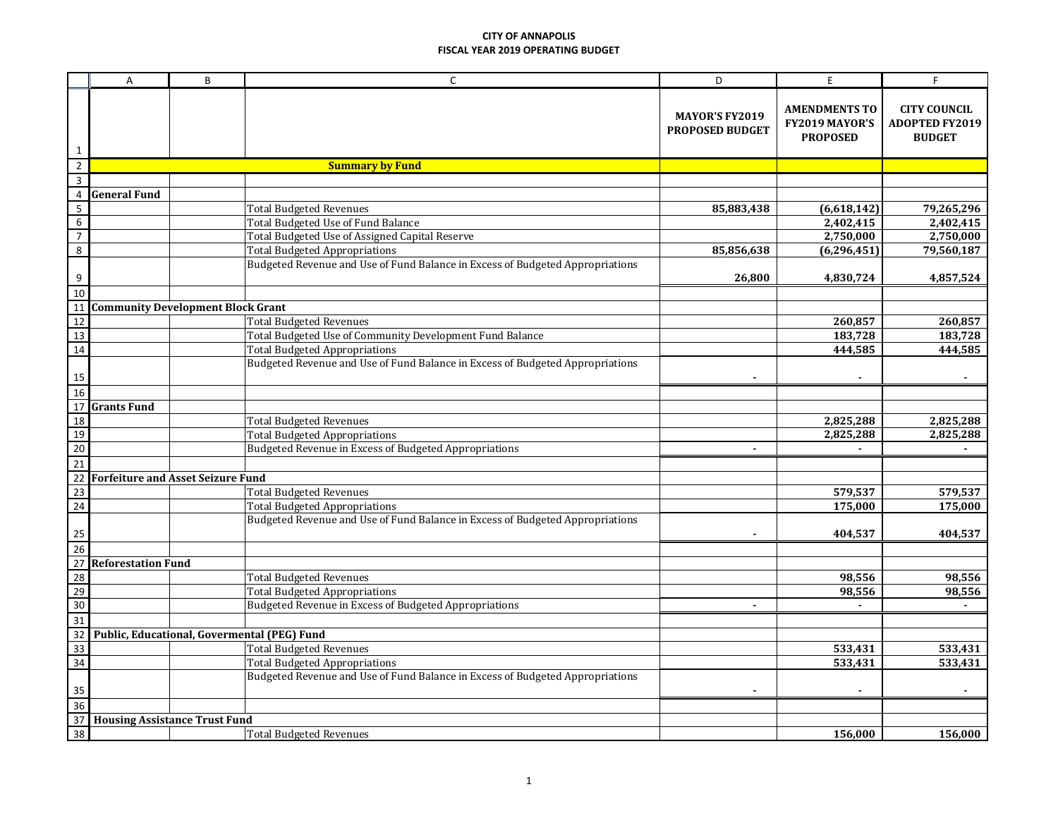**CITY OF ANNAPOLIS**
**FISCAL YEAR 2019 OPERATING BUDGET**

| | A | B | C | D | E | F |
|---|---|---|---|---|---|---|
| 1 | | | | MAYOR'S FY2019 PROPOSED BUDGET | AMENDMENTS TO FY2019 MAYOR'S PROPOSED | CITY COUNCIL ADOPTED FY2019 BUDGET |
| 2 | | | **Summary by Fund** | | | |
| 3 | | | | | | |
| 4 | **General Fund** | | | | | |
| 5 | | | Total Budgeted Revenues | 85,883,438 | (6,618,142) | 79,265,296 |
| 6 | | | Total Budgeted Use of Fund Balance | | 2,402,415 | 2,402,415 |
| 7 | | | Total Budgeted Use of Assigned Capital Reserve | | 2,750,000 | 2,750,000 |
| 8 | | | Total Budgeted Appropriations | 85,856,638 | (6,296,451) | 79,560,187 |
| 9 | | | Budgeted Revenue and Use of Fund Balance in Excess of Budgeted Appropriations | 26,800 | 4,830,724 | 4,857,524 |
| 10 | | | | | | |
| 11 | **Community Development Block Grant** | | | | | |
| 12 | | | Total Budgeted Revenues | | 260,857 | 260,857 |
| 13 | | | Total Budgeted Use of Community Development Fund Balance | | 183,728 | 183,728 |
| 14 | | | Total Budgeted Appropriations | | 444,585 | 444,585 |
| 15 | | | Budgeted Revenue and Use of Fund Balance in Excess of Budgeted Appropriations | - | - | - |
| 16 | | | | | | |
| 17 | **Grants Fund** | | | | | |
| 18 | | | Total Budgeted Revenues | | 2,825,288 | 2,825,288 |
| 19 | | | Total Budgeted Appropriations | | 2,825,288 | 2,825,288 |
| 20 | | | Budgeted Revenue in Excess of Budgeted Appropriations | - | - | - |
| 21 | | | | | | |
| 22 | **Forfeiture and Asset Seizure Fund** | | | | | |
| 23 | | | Total Budgeted Revenues | | 579,537 | 579,537 |
| 24 | | | Total Budgeted Appropriations | | 175,000 | 175,000 |
| 25 | | | Budgeted Revenue and Use of Fund Balance in Excess of Budgeted Appropriations | - | 404,537 | 404,537 |
| 26 | | | | | | |
| 27 | **Reforestation Fund** | | | | | |
| 28 | | | Total Budgeted Revenues | | 98,556 | 98,556 |
| 29 | | | Total Budgeted Appropriations | | 98,556 | 98,556 |
| 30 | | | Budgeted Revenue in Excess of Budgeted Appropriations | - | - | - |
| 31 | | | | | | |
| 32 | **Public, Educational, Govermental (PEG) Fund** | | | | | |
| 33 | | | Total Budgeted Revenues | | 533,431 | 533,431 |
| 34 | | | Total Budgeted Appropriations | | 533,431 | 533,431 |
| 35 | | | Budgeted Revenue and Use of Fund Balance in Excess of Budgeted Appropriations | - | - | - |
| 36 | | | | | | |
| 37 | **Housing Assistance Trust Fund** | | | | | |
| 38 | | | Total Budgeted Revenues | | 156,000 | 156,000 |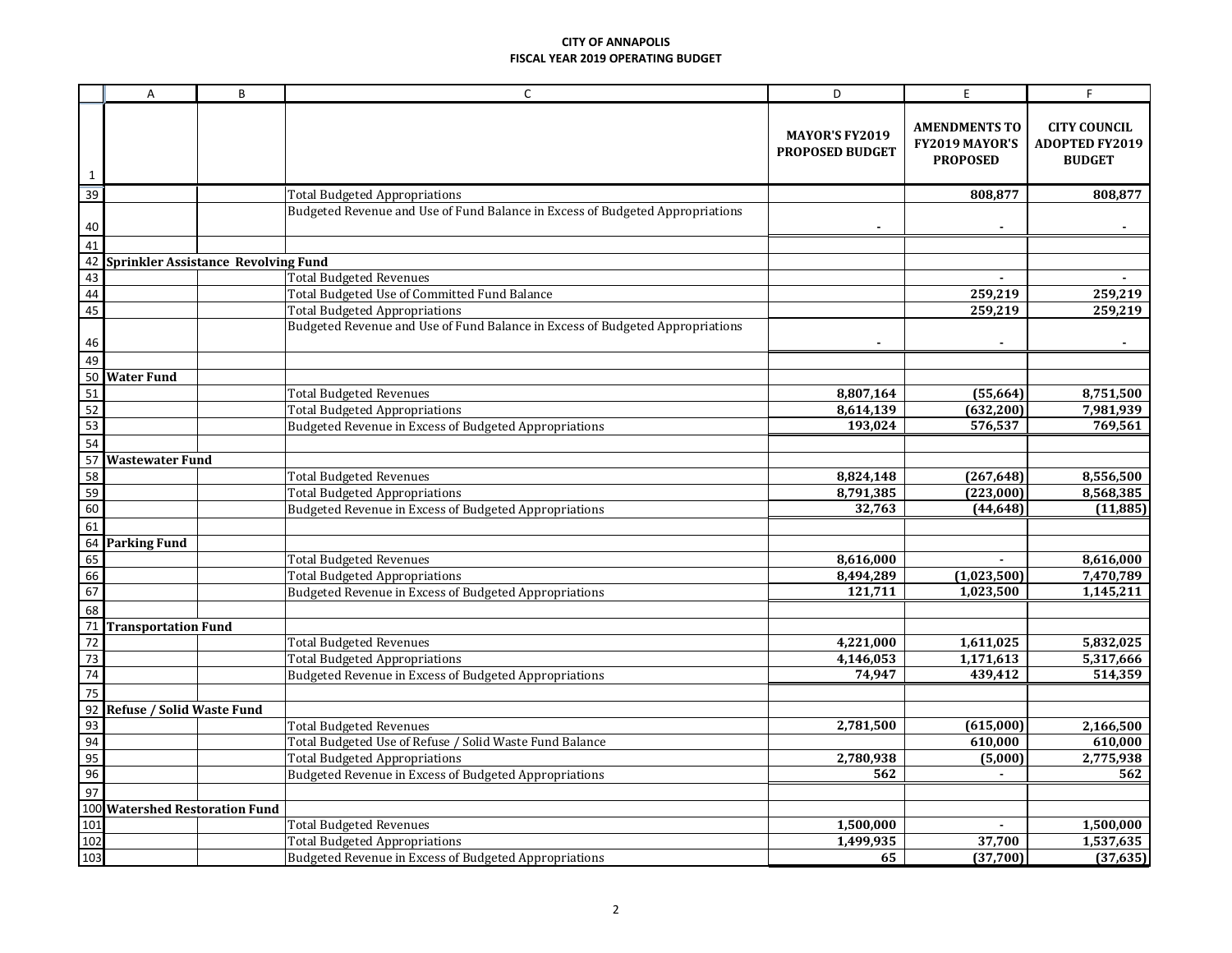**CITY OF ANNAPOLIS**
**FISCAL YEAR 2019 OPERATING BUDGET**

| | A | B | C | D | E | F |
|---|---|---|---|---|---|---|
| 1 | | | | **MAYOR'S FY2019 PROPOSED BUDGET** | **AMENDMENTS TO FY2019 MAYOR'S PROPOSED** | **CITY COUNCIL ADOPTED FY2019 BUDGET** |
| 39 | | | Total Budgeted Appropriations | | **808,877** | **808,877** |
| 40 | | | Budgeted Revenue and Use of Fund Balance in Excess of Budgeted Appropriations | **-** | **-** | **-** |
| 41 | | | | | | |
| 42 | **Sprinkler Assistance Revolving Fund** | | | | | |
| 43 | | | Total Budgeted Revenues | | **-** | **-** |
| 44 | | | Total Budgeted Use of Committed Fund Balance | | **259,219** | **259,219** |
| 45 | | | Total Budgeted Appropriations | | **259,219** | **259,219** |
| 46 | | | Budgeted Revenue and Use of Fund Balance in Excess of Budgeted Appropriations | **-** | **-** | **-** |
| 49 | | | | | | |
| 50 | **Water Fund** | | | | | |
| 51 | | | Total Budgeted Revenues | **8,807,164** | **(55,664)** | **8,751,500** |
| 52 | | | Total Budgeted Appropriations | **8,614,139** | **(632,200)** | **7,981,939** |
| 53 | | | Budgeted Revenue in Excess of Budgeted Appropriations | **193,024** | **576,537** | **769,561** |
| 54 | | | | | | |
| 57 | **Wastewater Fund** | | | | | |
| 58 | | | Total Budgeted Revenues | **8,824,148** | **(267,648)** | **8,556,500** |
| 59 | | | Total Budgeted Appropriations | **8,791,385** | **(223,000)** | **8,568,385** |
| 60 | | | Budgeted Revenue in Excess of Budgeted Appropriations | **32,763** | **(44,648)** | **(11,885)** |
| 61 | | | | | | |
| 64 | **Parking Fund** | | | | | |
| 65 | | | Total Budgeted Revenues | **8,616,000** | **-** | **8,616,000** |
| 66 | | | Total Budgeted Appropriations | **8,494,289** | **(1,023,500)** | **7,470,789** |
| 67 | | | Budgeted Revenue in Excess of Budgeted Appropriations | **121,711** | **1,023,500** | **1,145,211** |
| 68 | | | | | | |
| 71 | **Transportation Fund** | | | | | |
| 72 | | | Total Budgeted Revenues | **4,221,000** | **1,611,025** | **5,832,025** |
| 73 | | | Total Budgeted Appropriations | **4,146,053** | **1,171,613** | **5,317,666** |
| 74 | | | Budgeted Revenue in Excess of Budgeted Appropriations | **74,947** | **439,412** | **514,359** |
| 75 | | | | | | |
| 92 | **Refuse / Solid Waste Fund** | | | | | |
| 93 | | | Total Budgeted Revenues | **2,781,500** | **(615,000)** | **2,166,500** |
| 94 | | | Total Budgeted Use of Refuse / Solid Waste Fund Balance | | **610,000** | **610,000** |
| 95 | | | Total Budgeted Appropriations | **2,780,938** | **(5,000)** | **2,775,938** |
| 96 | | | Budgeted Revenue in Excess of Budgeted Appropriations | **562** | **-** | **562** |
| 97 | | | | | | |
| 100 | **Watershed Restoration Fund** | | | | | |
| 101 | | | Total Budgeted Revenues | **1,500,000** | **-** | **1,500,000** |
| 102 | | | Total Budgeted Appropriations | **1,499,935** | **37,700** | **1,537,635** |
| 103 | | | Budgeted Revenue in Excess of Budgeted Appropriations | **65** | **(37,700)** | **(37,635)** |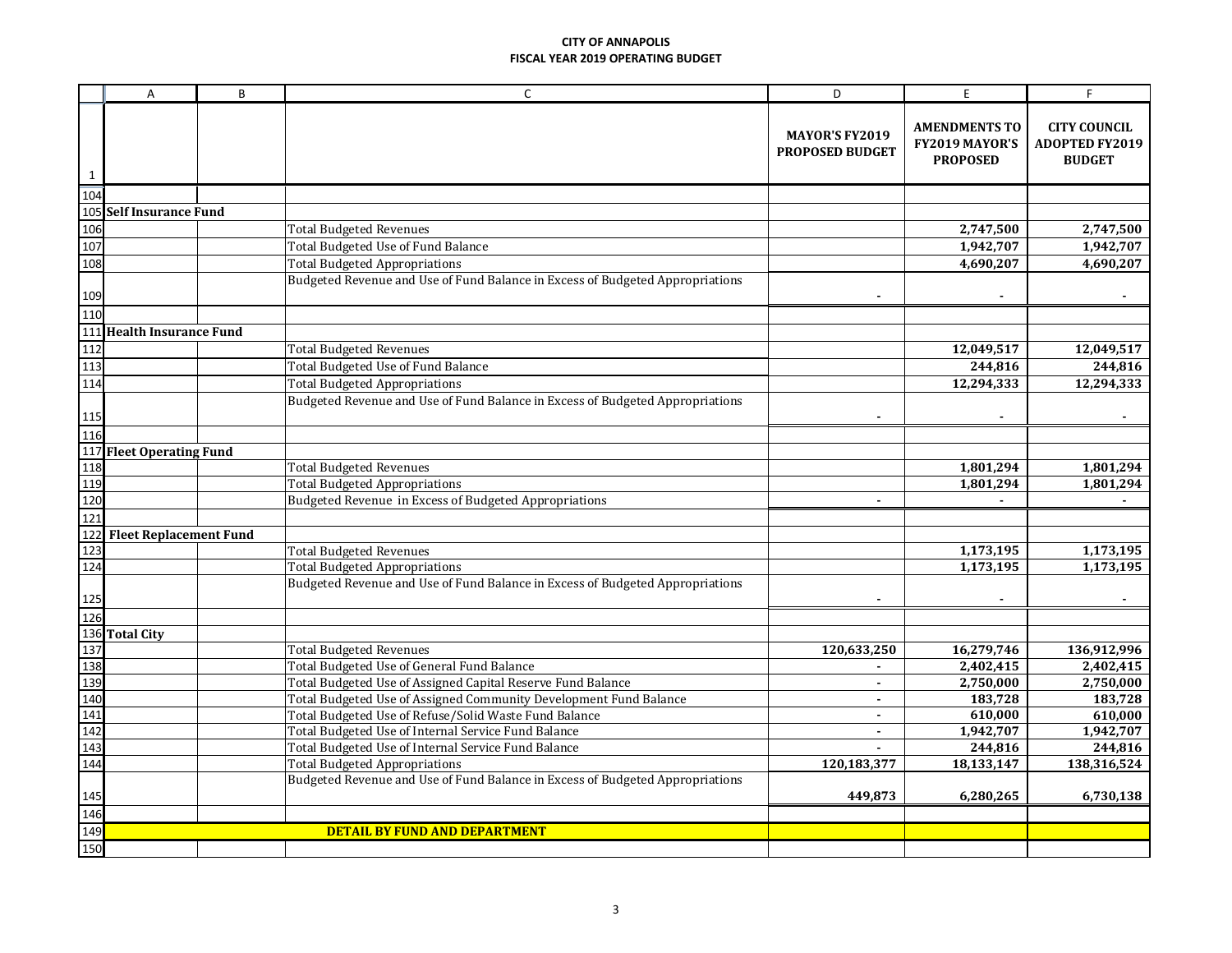**CITY OF ANNAPOLIS**
**FISCAL YEAR 2019 OPERATING BUDGET**

| | A | B | C | D | E | F |
|---|---|---|---|---|---|---|
| 1 | | | | MAYOR'S FY2019 PROPOSED BUDGET | AMENDMENTS TO FY2019 MAYOR'S PROPOSED | CITY COUNCIL ADOPTED FY2019 BUDGET |
| 104 | | | | | | |
| 105 | **Self Insurance Fund** | | | | | |
| 106 | | | Total Budgeted Revenues | | 2,747,500 | 2,747,500 |
| 107 | | | Total Budgeted Use of Fund Balance | | 1,942,707 | 1,942,707 |
| 108 | | | Total Budgeted Appropriations | | 4,690,207 | 4,690,207 |
| 109 | | | Budgeted Revenue and Use of Fund Balance in Excess of Budgeted Appropriations | - | - | - |
| 110 | | | | | | |
| 111 | **Health Insurance Fund** | | | | | |
| 112 | | | Total Budgeted Revenues | | 12,049,517 | 12,049,517 |
| 113 | | | Total Budgeted Use of Fund Balance | | 244,816 | 244,816 |
| 114 | | | Total Budgeted Appropriations | | 12,294,333 | 12,294,333 |
| 115 | | | Budgeted Revenue and Use of Fund Balance in Excess of Budgeted Appropriations | - | - | - |
| 116 | | | | | | |
| 117 | **Fleet Operating Fund** | | | | | |
| 118 | | | Total Budgeted Revenues | | 1,801,294 | 1,801,294 |
| 119 | | | Total Budgeted Appropriations | | 1,801,294 | 1,801,294 |
| 120 | | | Budgeted Revenue in Excess of Budgeted Appropriations | - | - | - |
| 121 | | | | | | |
| 122 | **Fleet Replacement Fund** | | | | | |
| 123 | | | Total Budgeted Revenues | | 1,173,195 | 1,173,195 |
| 124 | | | Total Budgeted Appropriations | | 1,173,195 | 1,173,195 |
| 125 | | | Budgeted Revenue and Use of Fund Balance in Excess of Budgeted Appropriations | - | - | - |
| 126 | | | | | | |
| 136 | **Total City** | | | | | |
| 137 | | | Total Budgeted Revenues | 120,633,250 | 16,279,746 | 136,912,996 |
| 138 | | | Total Budgeted Use of General Fund Balance | - | 2,402,415 | 2,402,415 |
| 139 | | | Total Budgeted Use of Assigned Capital Reserve Fund Balance | - | 2,750,000 | 2,750,000 |
| 140 | | | Total Budgeted Use of Assigned Community Development Fund Balance | - | 183,728 | 183,728 |
| 141 | | | Total Budgeted Use of Refuse/Solid Waste Fund Balance | - | 610,000 | 610,000 |
| 142 | | | Total Budgeted Use of Internal Service Fund Balance | - | 1,942,707 | 1,942,707 |
| 143 | | | Total Budgeted Use of Internal Service Fund Balance | - | 244,816 | 244,816 |
| 144 | | | Total Budgeted Appropriations | 120,183,377 | 18,133,147 | 138,316,524 |
| 145 | | | Budgeted Revenue and Use of Fund Balance in Excess of Budgeted Appropriations | 449,873 | 6,280,265 | 6,730,138 |
| 146 | | | | | | |
| 149 | | | **DETAIL BY FUND AND DEPARTMENT** | | | |
| 150 | | | | | | |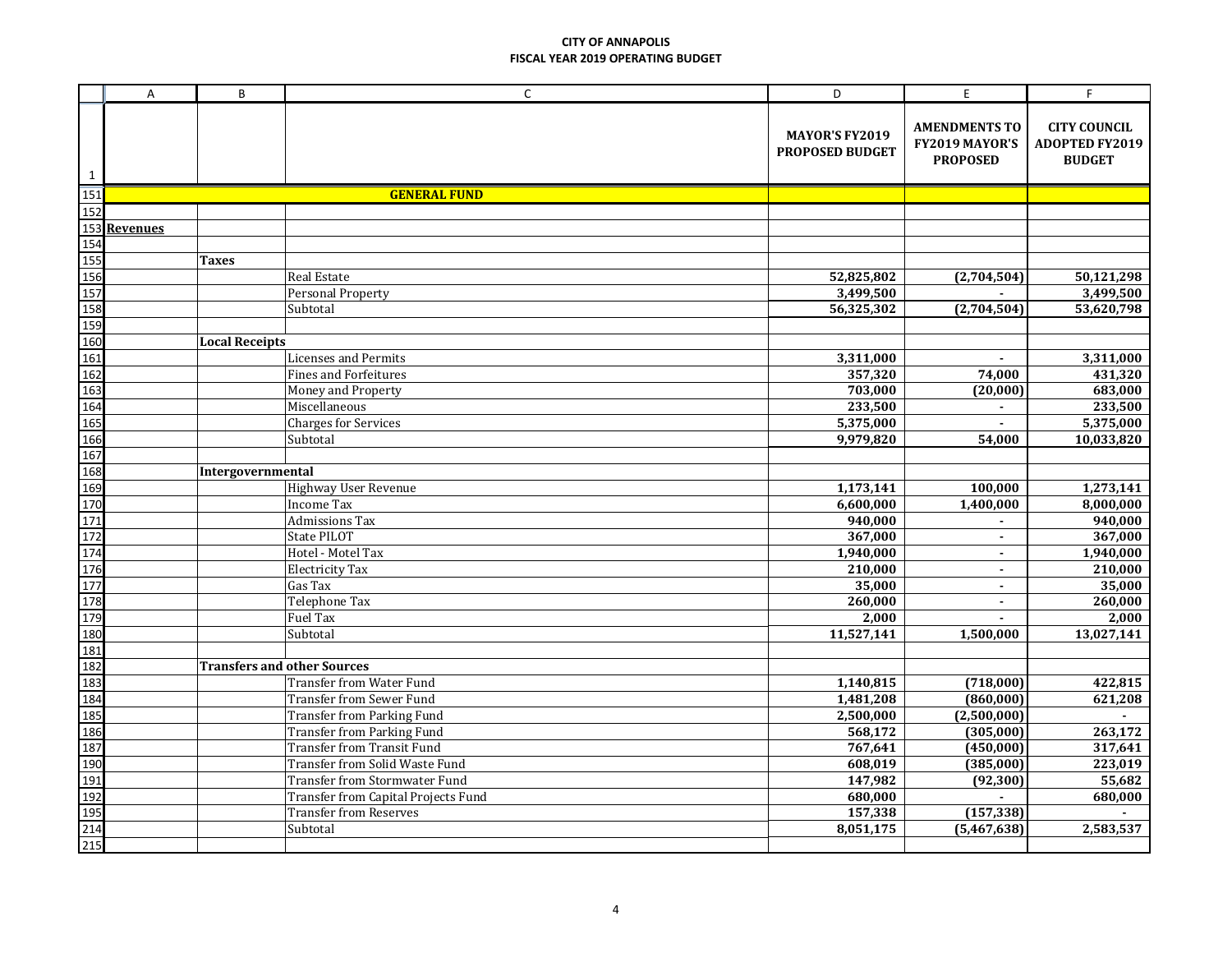**CITY OF ANNAPOLIS**
**FISCAL YEAR 2019 OPERATING BUDGET**

| | A | B | C | D | E | F |
|---|---|---|---|---|---|---|
| 1 | | | | **MAYOR'S FY2019 PROPOSED BUDGET** | **AMENDMENTS TO FY2019 MAYOR'S PROPOSED** | **CITY COUNCIL ADOPTED FY2019 BUDGET** |
| 151 | | | **GENERAL FUND** | | | |
| 152 | | | | | | |
| 153 | **Revenues** | | | | | |
| 154 | | | | | | |
| 155 | | **Taxes** | | | | |
| 156 | | | Real Estate | 52,825,802 | (2,704,504) | 50,121,298 |
| 157 | | | Personal Property | 3,499,500 | - | 3,499,500 |
| 158 | | | Subtotal | 56,325,302 | (2,704,504) | 53,620,798 |
| 159 | | | | | | |
| 160 | | **Local Receipts** | | | | |
| 161 | | | Licenses and Permits | 3,311,000 | - | 3,311,000 |
| 162 | | | Fines and Forfeitures | 357,320 | 74,000 | 431,320 |
| 163 | | | Money and Property | 703,000 | (20,000) | 683,000 |
| 164 | | | Miscellaneous | 233,500 | - | 233,500 |
| 165 | | | Charges for Services | 5,375,000 | - | 5,375,000 |
| 166 | | | Subtotal | 9,979,820 | 54,000 | 10,033,820 |
| 167 | | | | | | |
| 168 | | **Intergovernmental** | | | | |
| 169 | | | Highway User Revenue | 1,173,141 | 100,000 | 1,273,141 |
| 170 | | | Income Tax | 6,600,000 | 1,400,000 | 8,000,000 |
| 171 | | | Admissions Tax | 940,000 | - | 940,000 |
| 172 | | | State PILOT | 367,000 | - | 367,000 |
| 174 | | | Hotel - Motel Tax | 1,940,000 | - | 1,940,000 |
| 176 | | | Electricity Tax | 210,000 | - | 210,000 |
| 177 | | | Gas Tax | 35,000 | - | 35,000 |
| 178 | | | Telephone Tax | 260,000 | - | 260,000 |
| 179 | | | Fuel Tax | 2,000 | - | 2,000 |
| 180 | | | Subtotal | 11,527,141 | 1,500,000 | 13,027,141 |
| 181 | | | | | | |
| 182 | | **Transfers and other Sources** | | | | |
| 183 | | | Transfer from Water Fund | 1,140,815 | (718,000) | 422,815 |
| 184 | | | Transfer from Sewer Fund | 1,481,208 | (860,000) | 621,208 |
| 185 | | | Transfer from Parking Fund | 2,500,000 | (2,500,000) | - |
| 186 | | | Transfer from Parking Fund | 568,172 | (305,000) | 263,172 |
| 187 | | | Transfer from Transit Fund | 767,641 | (450,000) | 317,641 |
| 190 | | | Transfer from Solid Waste Fund | 608,019 | (385,000) | 223,019 |
| 191 | | | Transfer from Stormwater Fund | 147,982 | (92,300) | 55,682 |
| 192 | | | Transfer from Capital Projects Fund | 680,000 | - | 680,000 |
| 195 | | | Transfer from Reserves | 157,338 | (157,338) | - |
| 214 | | | Subtotal | 8,051,175 | (5,467,638) | 2,583,537 |
| 215 | | | | | | |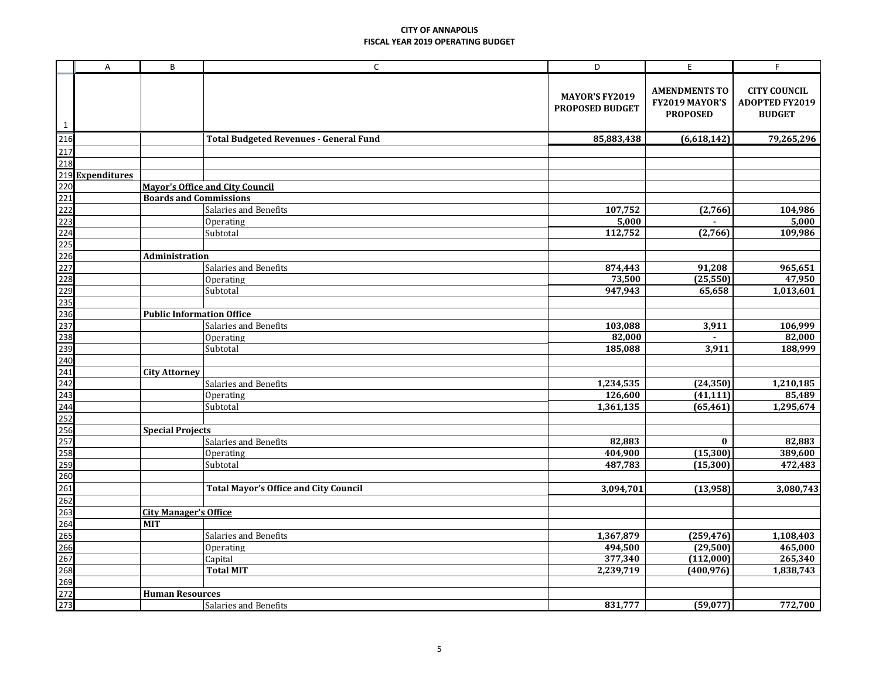**CITY OF ANNAPOLIS**
**FISCAL YEAR 2019 OPERATING BUDGET**

| | A | B | C | D | E | F |
|---|---|---|---|---|---|---|
| 1 | | | | **MAYOR'S FY2019 PROPOSED BUDGET** | **AMENDMENTS TO FY2019 MAYOR'S PROPOSED** | **CITY COUNCIL ADOPTED FY2019 BUDGET** |
| 216 | | | **Total Budgeted Revenues - General Fund** | **85,883,438** | **(6,618,142)** | **79,265,296** |
| 217 | | | | | | |
| 218 | | | | | | |
| 219 | **Expenditures** | | | | | |
| 220 | | **Mayor's Office and City Council** | | | | |
| 221 | | **Boards and Commissions** | | | | |
| 222 | | | Salaries and Benefits | **107,752** | **(2,766)** | **104,986** |
| 223 | | | Operating | **5,000** | **-** | **5,000** |
| 224 | | | Subtotal | **112,752** | **(2,766)** | **109,986** |
| 225 | | | | | | |
| 226 | | **Administration** | | | | |
| 227 | | | Salaries and Benefits | **874,443** | **91,208** | **965,651** |
| 228 | | | Operating | **73,500** | **(25,550)** | **47,950** |
| 229 | | | Subtotal | **947,943** | **65,658** | **1,013,601** |
| 235 | | | | | | |
| 236 | | **Public Information Office** | | | | |
| 237 | | | Salaries and Benefits | **103,088** | **3,911** | **106,999** |
| 238 | | | Operating | **82,000** | **-** | **82,000** |
| 239 | | | Subtotal | **185,088** | **3,911** | **188,999** |
| 240 | | | | | | |
| 241 | | **City Attorney** | | | | |
| 242 | | | Salaries and Benefits | **1,234,535** | **(24,350)** | **1,210,185** |
| 243 | | | Operating | **126,600** | **(41,111)** | **85,489** |
| 244 | | | Subtotal | **1,361,135** | **(65,461)** | **1,295,674** |
| 252 | | | | | | |
| 256 | | **Special Projects** | | | | |
| 257 | | | Salaries and Benefits | **82,883** | **0** | **82,883** |
| 258 | | | Operating | **404,900** | **(15,300)** | **389,600** |
| 259 | | | Subtotal | **487,783** | **(15,300)** | **472,483** |
| 260 | | | | | | |
| 261 | | | **Total Mayor's Office and City Council** | **3,094,701** | **(13,958)** | **3,080,743** |
| 262 | | | | | | |
| 263 | | **City Manager's Office** | | | | |
| 264 | | **MIT** | | | | |
| 265 | | | Salaries and Benefits | **1,367,879** | **(259,476)** | **1,108,403** |
| 266 | | | Operating | **494,500** | **(29,500)** | **465,000** |
| 267 | | | Capital | **377,340** | **(112,000)** | **265,340** |
| 268 | | | **Total MIT** | **2,239,719** | **(400,976)** | **1,838,743** |
| 269 | | | | | | |
| 272 | | **Human Resources** | | | | |
| 273 | | | Salaries and Benefits | **831,777** | **(59,077)** | **772,700** |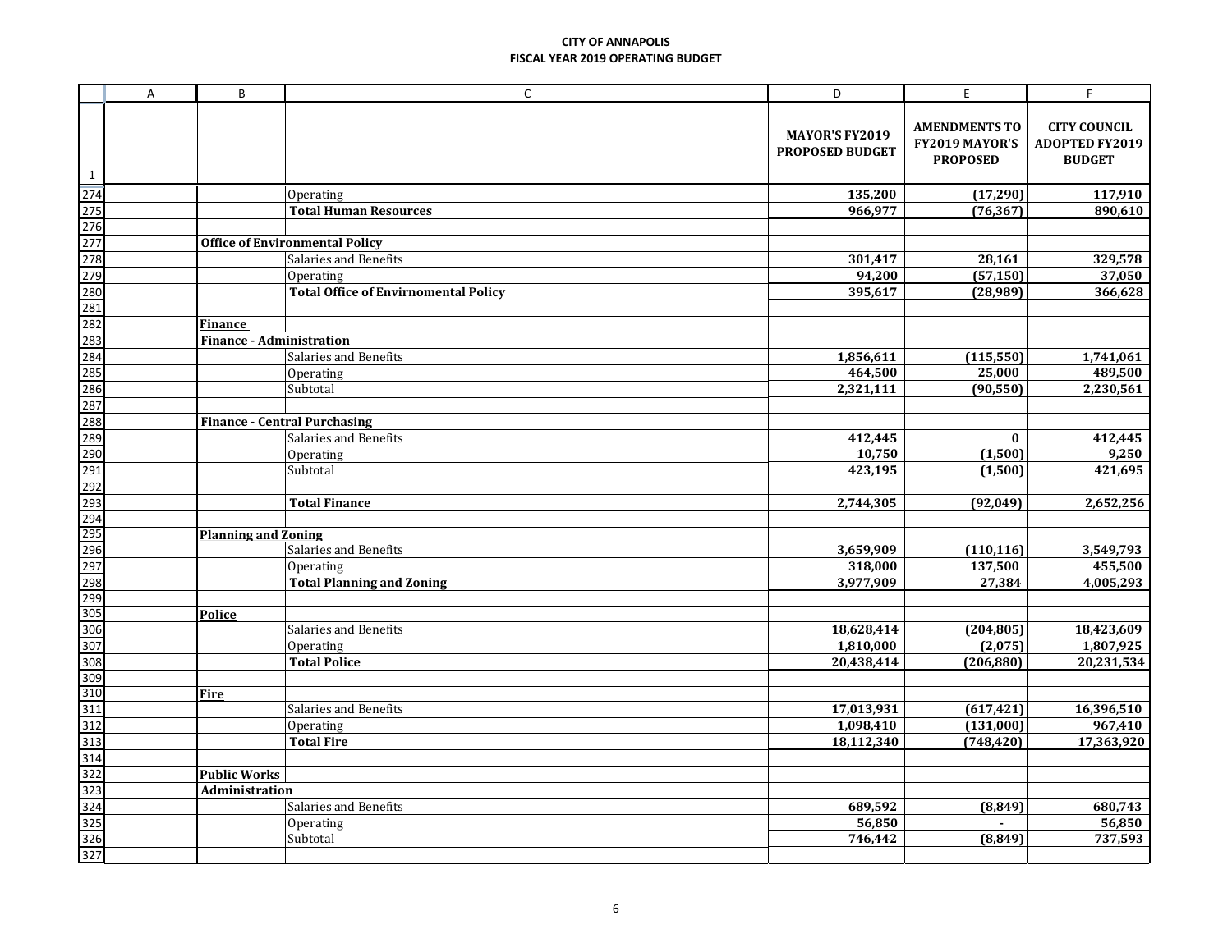**CITY OF ANNAPOLIS**
**FISCAL YEAR 2019 OPERATING BUDGET**

| | A | B | C | D | E | F |
|---|---|---|---|---|---|---|
| 1 | | | | MAYOR'S FY2019 PROPOSED BUDGET | AMENDMENTS TO FY2019 MAYOR'S PROPOSED | CITY COUNCIL ADOPTED FY2019 BUDGET |
| 274 | | | Operating | 135,200 | (17,290) | 117,910 |
| 275 | | | **Total Human Resources** | 966,977 | (76,367) | 890,610 |
| 276 | | | | | | |
| 277 | | **Office of Environmental Policy** | | | | |
| 278 | | | Salaries and Benefits | 301,417 | 28,161 | 329,578 |
| 279 | | | Operating | 94,200 | (57,150) | 37,050 |
| 280 | | | **Total Office of Envirnomental Policy** | 395,617 | (28,989) | 366,628 |
| 281 | | | | | | |
| 282 | | **Finance** | | | | |
| 283 | | **Finance - Administration** | | | | |
| 284 | | | Salaries and Benefits | 1,856,611 | (115,550) | 1,741,061 |
| 285 | | | Operating | 464,500 | 25,000 | 489,500 |
| 286 | | | Subtotal | 2,321,111 | (90,550) | 2,230,561 |
| 287 | | | | | | |
| 288 | | **Finance - Central Purchasing** | | | | |
| 289 | | | Salaries and Benefits | 412,445 | 0 | 412,445 |
| 290 | | | Operating | 10,750 | (1,500) | 9,250 |
| 291 | | | Subtotal | 423,195 | (1,500) | 421,695 |
| 292 | | | | | | |
| 293 | | | **Total Finance** | 2,744,305 | (92,049) | 2,652,256 |
| 294 | | | | | | |
| 295 | | **Planning and Zoning** | | | | |
| 296 | | | Salaries and Benefits | 3,659,909 | (110,116) | 3,549,793 |
| 297 | | | Operating | 318,000 | 137,500 | 455,500 |
| 298 | | | **Total Planning and Zoning** | 3,977,909 | 27,384 | 4,005,293 |
| 299 | | | | | | |
| 305 | | **Police** | | | | |
| 306 | | | Salaries and Benefits | 18,628,414 | (204,805) | 18,423,609 |
| 307 | | | Operating | 1,810,000 | (2,075) | 1,807,925 |
| 308 | | | **Total Police** | 20,438,414 | (206,880) | 20,231,534 |
| 309 | | | | | | |
| 310 | | **Fire** | | | | |
| 311 | | | Salaries and Benefits | 17,013,931 | (617,421) | 16,396,510 |
| 312 | | | Operating | 1,098,410 | (131,000) | 967,410 |
| 313 | | | **Total Fire** | 18,112,340 | (748,420) | 17,363,920 |
| 314 | | | | | | |
| 322 | | **Public Works** | | | | |
| 323 | | **Administration** | | | | |
| 324 | | | Salaries and Benefits | 689,592 | (8,849) | 680,743 |
| 325 | | | Operating | 56,850 | - | 56,850 |
| 326 | | | Subtotal | 746,442 | (8,849) | 737,593 |
| 327 | | | | | | |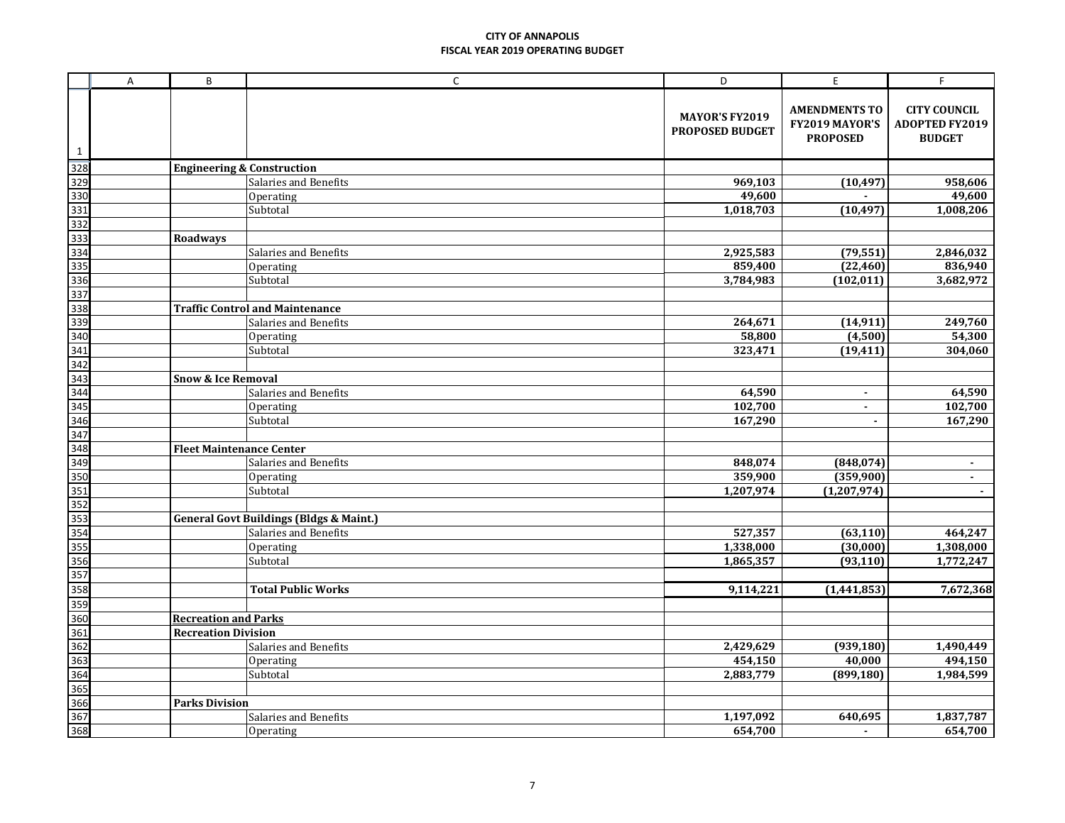**CITY OF ANNAPOLIS**
**FISCAL YEAR 2019 OPERATING BUDGET**

| | A | B | C | D | E | F |
|---|---|---|---|---|---|---|
| 1 | | | | **MAYOR'S FY2019 PROPOSED BUDGET** | **AMENDMENTS TO FY2019 MAYOR'S PROPOSED** | **CITY COUNCIL ADOPTED FY2019 BUDGET** |
| 328 | | **Engineering & Construction** | | | | |
| 329 | | | Salaries and Benefits | **969,103** | **(10,497)** | **958,606** |
| 330 | | | Operating | **49,600** | **-** | **49,600** |
| 331 | | | Subtotal | **1,018,703** | **(10,497)** | **1,008,206** |
| 332 | | | | | | |
| 333 | | **Roadways** | | | | |
| 334 | | | Salaries and Benefits | **2,925,583** | **(79,551)** | **2,846,032** |
| 335 | | | Operating | **859,400** | **(22,460)** | **836,940** |
| 336 | | | Subtotal | **3,784,983** | **(102,011)** | **3,682,972** |
| 337 | | | | | | |
| 338 | | **Traffic Control and Maintenance** | | | | |
| 339 | | | Salaries and Benefits | **264,671** | **(14,911)** | **249,760** |
| 340 | | | Operating | **58,800** | **(4,500)** | **54,300** |
| 341 | | | Subtotal | **323,471** | **(19,411)** | **304,060** |
| 342 | | | | | | |
| 343 | | **Snow & Ice Removal** | | | | |
| 344 | | | Salaries and Benefits | **64,590** | **-** | **64,590** |
| 345 | | | Operating | **102,700** | **-** | **102,700** |
| 346 | | | Subtotal | **167,290** | **-** | **167,290** |
| 347 | | | | | | |
| 348 | | **Fleet Maintenance Center** | | | | |
| 349 | | | Salaries and Benefits | **848,074** | **(848,074)** | **-** |
| 350 | | | Operating | **359,900** | **(359,900)** | **-** |
| 351 | | | Subtotal | **1,207,974** | **(1,207,974)** | **-** |
| 352 | | | | | | |
| 353 | | **General Govt Buildings (Bldgs & Maint.)** | | | | |
| 354 | | | Salaries and Benefits | **527,357** | **(63,110)** | **464,247** |
| 355 | | | Operating | **1,338,000** | **(30,000)** | **1,308,000** |
| 356 | | | Subtotal | **1,865,357** | **(93,110)** | **1,772,247** |
| 357 | | | | | | |
| 358 | | | **Total Public Works** | **9,114,221** | **(1,441,853)** | **7,672,368** |
| 359 | | | | | | |
| 360 | | **Recreation and Parks** | | | | |
| 361 | | **Recreation Division** | | | | |
| 362 | | | Salaries and Benefits | **2,429,629** | **(939,180)** | **1,490,449** |
| 363 | | | Operating | **454,150** | **40,000** | **494,150** |
| 364 | | | Subtotal | **2,883,779** | **(899,180)** | **1,984,599** |
| 365 | | | | | | |
| 366 | | **Parks Division** | | | | |
| 367 | | | Salaries and Benefits | **1,197,092** | **640,695** | **1,837,787** |
| 368 | | | Operating | **654,700** | **-** | **654,700** |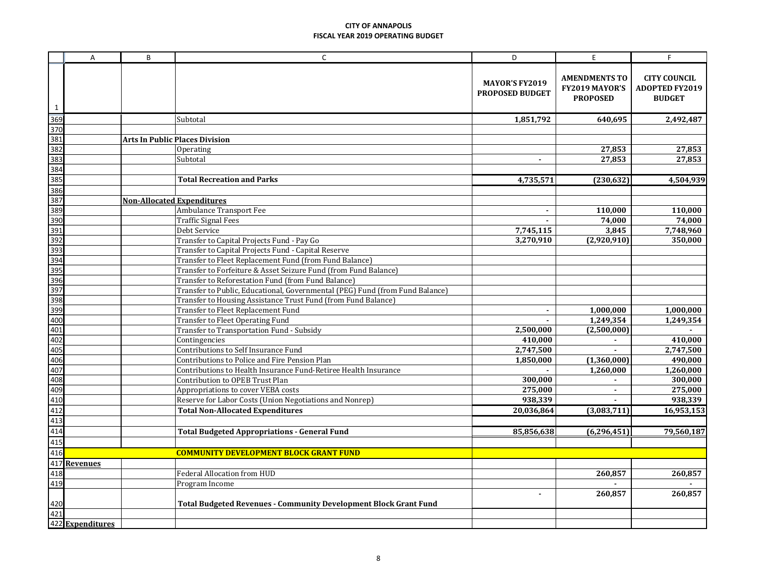**CITY OF ANNAPOLIS**
**FISCAL YEAR 2019 OPERATING BUDGET**

| | A | B | C | D | E | F |
|---|---|---|---|---|---|---|
| 1 | | | | **MAYOR'S FY2019 PROPOSED BUDGET** | **AMENDMENTS TO FY2019 MAYOR'S PROPOSED** | **CITY COUNCIL ADOPTED FY2019 BUDGET** |
| 369 | | | Subtotal | **1,851,792** | **640,695** | **2,492,487** |
| 370 | | | | | | |
| 381 | | **Arts In Public Places Division** | | | | |
| 382 | | | Operating | | **27,853** | **27,853** |
| 383 | | | Subtotal | **-** | **27,853** | **27,853** |
| 384 | | | | | | |
| 385 | | | **Total Recreation and Parks** | **4,735,571** | **(230,632)** | **4,504,939** |
| 386 | | | | | | |
| 387 | | **Non-Allocated Expenditures** | | | | |
| 389 | | | Ambulance Transport Fee | **-** | **110,000** | **110,000** |
| 390 | | | Traffic Signal Fees | **-** | **74,000** | **74,000** |
| 391 | | | Debt Service | **7,745,115** | **3,845** | **7,748,960** |
| 392 | | | Transfer to Capital Projects Fund - Pay Go | **3,270,910** | **(2,920,910)** | **350,000** |
| 393 | | | Transfer to Capital Projects Fund - Capital Reserve | | | |
| 394 | | | Transfer to Fleet Replacement Fund (from Fund Balance) | | | |
| 395 | | | Transfer to Forfeiture & Asset Seizure Fund (from Fund Balance) | | | |
| 396 | | | Transfer to Reforestation Fund (from Fund Balance) | | | |
| 397 | | | Transfer to Public, Educational, Governmental (PEG) Fund (from Fund Balance) | | | |
| 398 | | | Transfer to Housing Assistance Trust Fund (from Fund Balance) | | | |
| 399 | | | Transfer to Fleet Replacement Fund | **-** | **1,000,000** | **1,000,000** |
| 400 | | | Transfer to Fleet Operating Fund | **-** | **1,249,354** | **1,249,354** |
| 401 | | | Transfer to Transportation Fund - Subsidy | **2,500,000** | **(2,500,000)** | **-** |
| 402 | | | Contingencies | **410,000** | **-** | **410,000** |
| 405 | | | Contributions to Self Insurance Fund | **2,747,500** | **-** | **2,747,500** |
| 406 | | | Contributions to Police and Fire Pension Plan | **1,850,000** | **(1,360,000)** | **490,000** |
| 407 | | | Contributions to Health Insurance Fund-Retiree Health Insurance | **-** | **1,260,000** | **1,260,000** |
| 408 | | | Contribution to OPEB Trust Plan | **300,000** | **-** | **300,000** |
| 409 | | | Appropriations to cover VEBA costs | **275,000** | **-** | **275,000** |
| 410 | | | Reserve for Labor Costs (Union Negotiations and Nonrep) | **938,339** | **-** | **938,339** |
| 412 | | | **Total Non-Allocated Expenditures** | **20,036,864** | **(3,083,711)** | **16,953,153** |
| 413 | | | | | | |
| 414 | | | **Total Budgeted Appropriations - General Fund** | **85,856,638** | **(6,296,451)** | **79,560,187** |
| 415 | | | | | | |
| 416 | | | **COMMUNITY DEVELOPMENT BLOCK GRANT FUND** | | | |
| 417 | **Revenues** | | | | | |
| 418 | | | Federal Allocation from HUD | | **260,857** | **260,857** |
| 419 | | | Program Income | | **-** | **-** |
| 420 | | | **Total Budgeted Revenues - Community Development Block Grant Fund** | **-** | **260,857** | **260,857** |
| 421 | | | | | | |
| 422 | **Expenditures** | | | | | |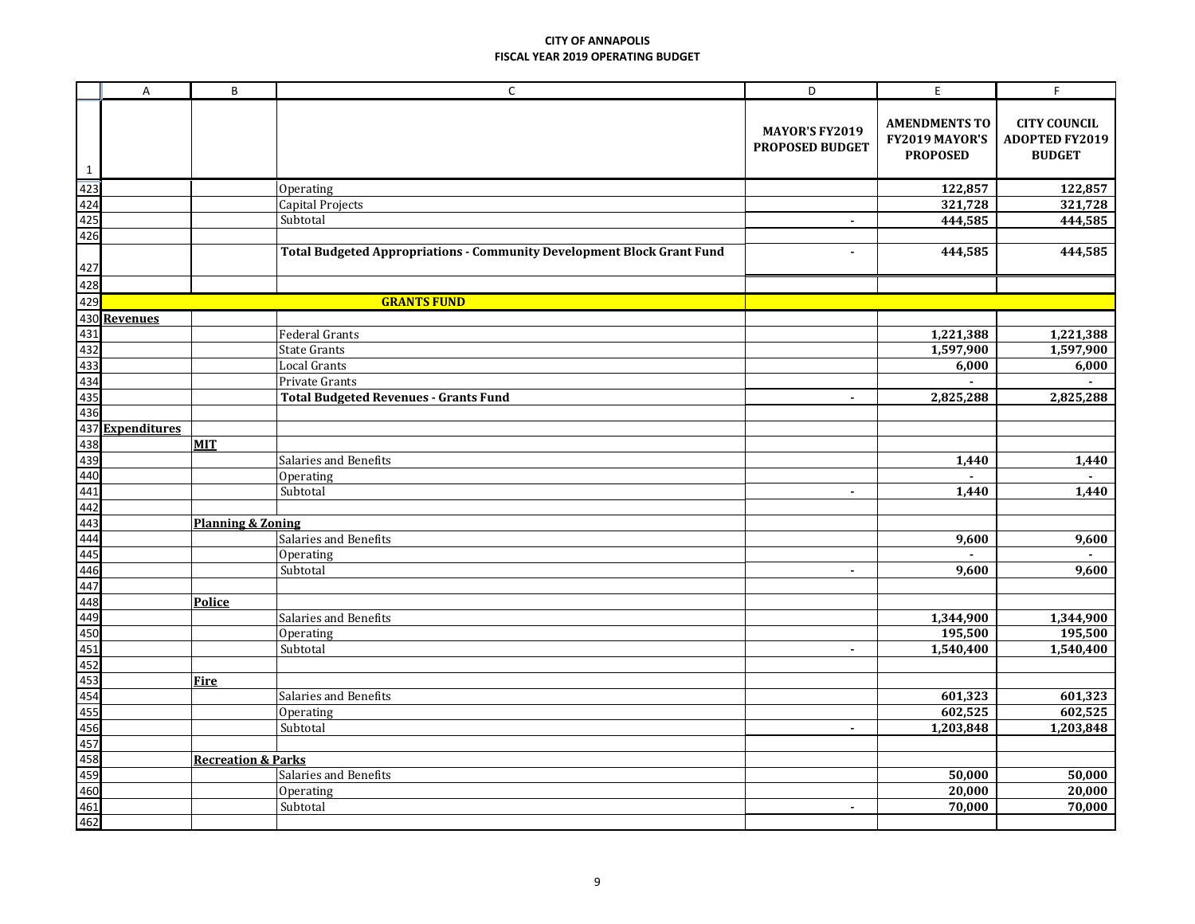**CITY OF ANNAPOLIS**
**FISCAL YEAR 2019 OPERATING BUDGET**

| | A | B | C | D | E | F |
|---|---|---|---|---|---|---|
| 1 | | | | **MAYOR'S FY2019 PROPOSED BUDGET** | **AMENDMENTS TO FY2019 MAYOR'S PROPOSED** | **CITY COUNCIL ADOPTED FY2019 BUDGET** |
| 423 | | | Operating | | **122,857** | **122,857** |
| 424 | | | Capital Projects | | **321,728** | **321,728** |
| 425 | | | Subtotal | **-** | **444,585** | **444,585** |
| 426 | | | | | | |
| 427 | | | **Total Budgeted Appropriations - Community Development Block Grant Fund** | **-** | **444,585** | **444,585** |
| 428 | | | | | | |
| 429 | | | **GRANTS FUND** | | | |
| 430 | **Revenues** | | | | | |
| 431 | | | Federal Grants | | **1,221,388** | **1,221,388** |
| 432 | | | State Grants | | **1,597,900** | **1,597,900** |
| 433 | | | Local Grants | | **6,000** | **6,000** |
| 434 | | | Private Grants | | **-** | **-** |
| 435 | | | **Total Budgeted Revenues - Grants Fund** | **-** | **2,825,288** | **2,825,288** |
| 436 | | | | | | |
| 437 | **Expenditures** | | | | | |
| 438 | | **MIT** | | | | |
| 439 | | | Salaries and Benefits | | **1,440** | **1,440** |
| 440 | | | Operating | | **-** | **-** |
| 441 | | | Subtotal | **-** | **1,440** | **1,440** |
| 442 | | | | | | |
| 443 | | **Planning & Zoning** | | | | |
| 444 | | | Salaries and Benefits | | **9,600** | **9,600** |
| 445 | | | Operating | | **-** | **-** |
| 446 | | | Subtotal | **-** | **9,600** | **9,600** |
| 447 | | | | | | |
| 448 | | **Police** | | | | |
| 449 | | | Salaries and Benefits | | **1,344,900** | **1,344,900** |
| 450 | | | Operating | | **195,500** | **195,500** |
| 451 | | | Subtotal | **-** | **1,540,400** | **1,540,400** |
| 452 | | | | | | |
| 453 | | **Fire** | | | | |
| 454 | | | Salaries and Benefits | | **601,323** | **601,323** |
| 455 | | | Operating | | **602,525** | **602,525** |
| 456 | | | Subtotal | **-** | **1,203,848** | **1,203,848** |
| 457 | | | | | | |
| 458 | | **Recreation & Parks** | | | | |
| 459 | | | Salaries and Benefits | | **50,000** | **50,000** |
| 460 | | | Operating | | **20,000** | **20,000** |
| 461 | | | Subtotal | **-** | **70,000** | **70,000** |
| 462 | | | | | | |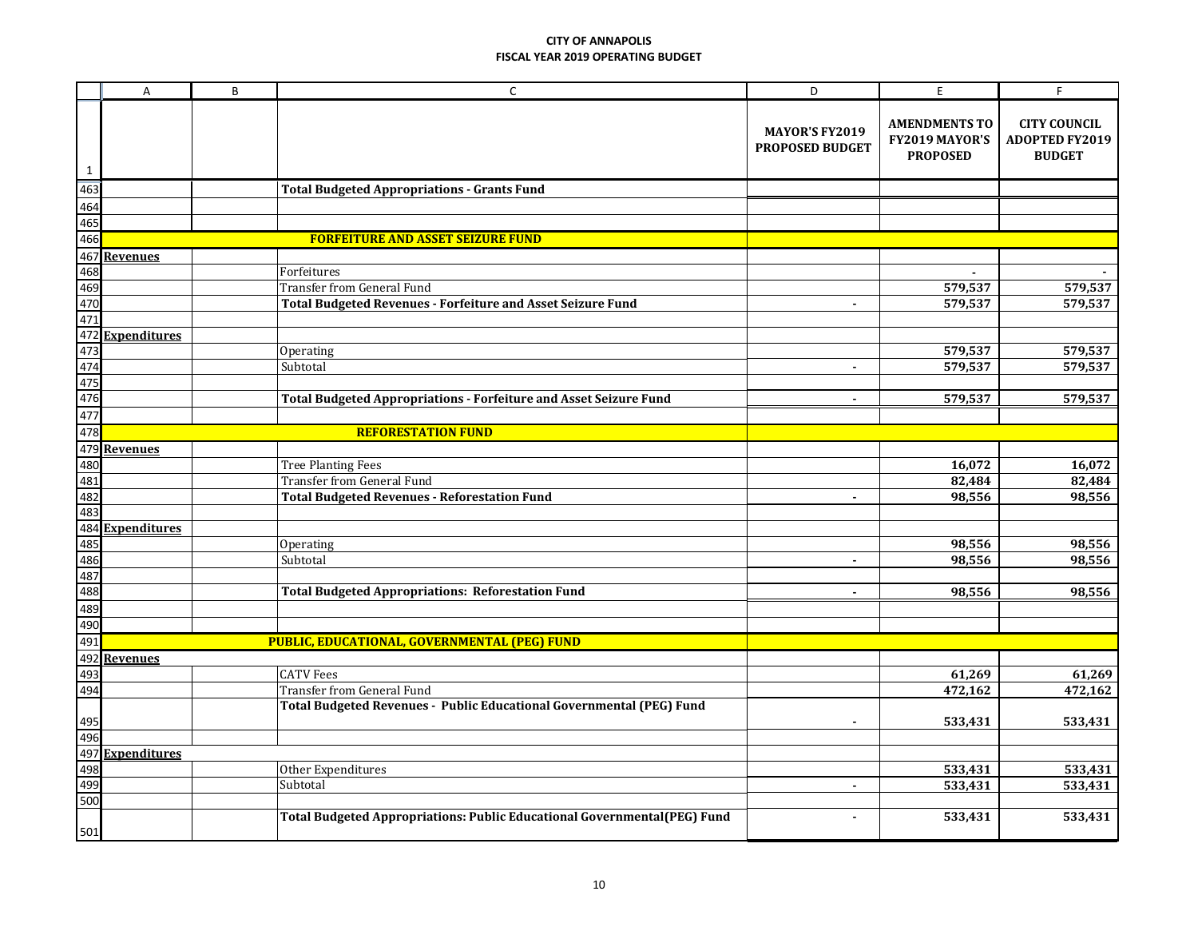**CITY OF ANNAPOLIS**
**FISCAL YEAR 2019 OPERATING BUDGET**

| | A | B | C | D | E | F |
|---|---|---|---|---|---|---|
| 1 | | | | **MAYOR'S FY2019 PROPOSED BUDGET** | **AMENDMENTS TO FY2019 MAYOR'S PROPOSED** | **CITY COUNCIL ADOPTED FY2019 BUDGET** |
| 463 | | | **Total Budgeted Appropriations - Grants Fund** | | | |
| 464 | | | | | | |
| 465 | | | | | | |
| 466 | | | **FORFEITURE AND ASSET SEIZURE FUND** | | | |
| 467 | **Revenues** | | | | | |
| 468 | | | Forfeitures | | - | - |
| 469 | | | Transfer from General Fund | | 579,537 | 579,537 |
| 470 | | | **Total Budgeted Revenues - Forfeiture and Asset Seizure Fund** | - | 579,537 | 579,537 |
| 471 | | | | | | |
| 472 | **Expenditures** | | | | | |
| 473 | | | Operating | | 579,537 | 579,537 |
| 474 | | | Subtotal | - | 579,537 | 579,537 |
| 475 | | | | | | |
| 476 | | | **Total Budgeted Appropriations - Forfeiture and Asset Seizure Fund** | - | 579,537 | 579,537 |
| 477 | | | | | | |
| 478 | | | **REFORESTATION FUND** | | | |
| 479 | **Revenues** | | | | | |
| 480 | | | Tree Planting Fees | | 16,072 | 16,072 |
| 481 | | | Transfer from General Fund | | 82,484 | 82,484 |
| 482 | | | **Total Budgeted Revenues - Reforestation Fund** | - | 98,556 | 98,556 |
| 483 | | | | | | |
| 484 | **Expenditures** | | | | | |
| 485 | | | Operating | | 98,556 | 98,556 |
| 486 | | | Subtotal | - | 98,556 | 98,556 |
| 487 | | | | | | |
| 488 | | | **Total Budgeted Appropriations: Reforestation Fund** | - | 98,556 | 98,556 |
| 489 | | | | | | |
| 490 | | | | | | |
| 491 | | | **PUBLIC, EDUCATIONAL, GOVERNMENTAL (PEG) FUND** | | | |
| 492 | **Revenues** | | | | | |
| 493 | | | CATV Fees | | 61,269 | 61,269 |
| 494 | | | Transfer from General Fund | | 472,162 | 472,162 |
| 495 | | | **Total Budgeted Revenues - Public Educational Governmental (PEG) Fund** | - | 533,431 | 533,431 |
| 496 | | | | | | |
| 497 | **Expenditures** | | | | | |
| 498 | | | Other Expenditures | | 533,431 | 533,431 |
| 499 | | | Subtotal | - | 533,431 | 533,431 |
| 500 | | | | | | |
| 501 | | | **Total Budgeted Appropriations: Public Educational Governmental(PEG) Fund** | - | 533,431 | 533,431 |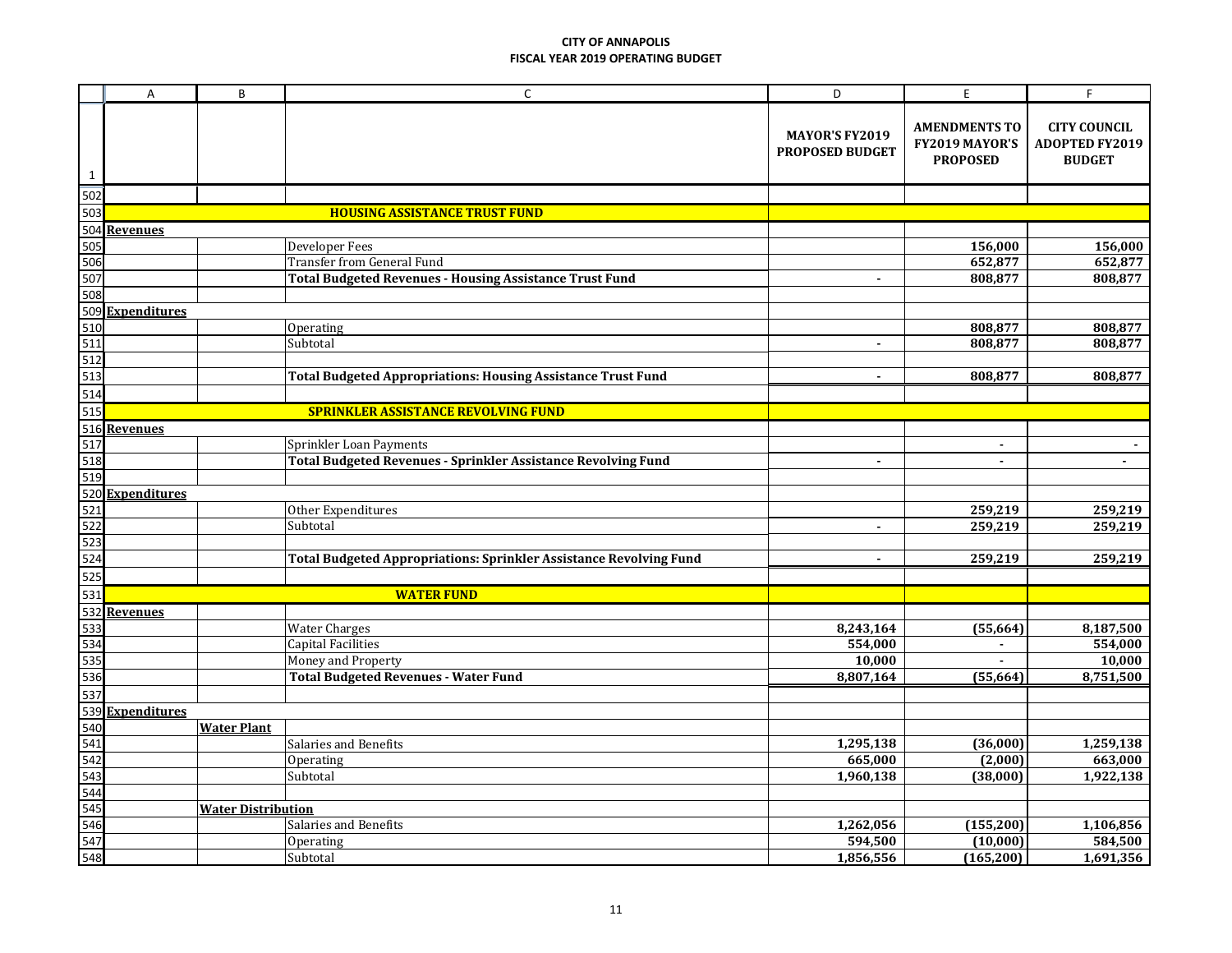**CITY OF ANNAPOLIS**
**FISCAL YEAR 2019 OPERATING BUDGET**

| | A | B | C | D | E | F |
|---|---|---|---|---|---|---|
| 1 | | | | MAYOR'S FY2019 PROPOSED BUDGET | AMENDMENTS TO FY2019 MAYOR'S PROPOSED | CITY COUNCIL ADOPTED FY2019 BUDGET |
| 502 | | | | | | |
| 503 | | | **HOUSING ASSISTANCE TRUST FUND** | | | |
| 504 | **Revenues** | | | | | |
| 505 | | | Developer Fees | | 156,000 | 156,000 |
| 506 | | | Transfer from General Fund | | 652,877 | 652,877 |
| 507 | | | **Total Budgeted Revenues - Housing Assistance Trust Fund** | - | 808,877 | 808,877 |
| 508 | | | | | | |
| 509 | **Expenditures** | | | | | |
| 510 | | | Operating | | 808,877 | 808,877 |
| 511 | | | Subtotal | - | 808,877 | 808,877 |
| 512 | | | | | | |
| 513 | | | **Total Budgeted Appropriations: Housing Assistance Trust Fund** | - | 808,877 | 808,877 |
| 514 | | | | | | |
| 515 | | | **SPRINKLER ASSISTANCE REVOLVING FUND** | | | |
| 516 | **Revenues** | | | | | |
| 517 | | | Sprinkler Loan Payments | | - | - |
| 518 | | | **Total Budgeted Revenues - Sprinkler Assistance Revolving Fund** | - | - | - |
| 519 | | | | | | |
| 520 | **Expenditures** | | | | | |
| 521 | | | Other Expenditures | | 259,219 | 259,219 |
| 522 | | | Subtotal | - | 259,219 | 259,219 |
| 523 | | | | | | |
| 524 | | | **Total Budgeted Appropriations: Sprinkler Assistance Revolving Fund** | - | 259,219 | 259,219 |
| 525 | | | | | | |
| 531 | | | **WATER FUND** | | | |
| 532 | **Revenues** | | | | | |
| 533 | | | Water Charges | 8,243,164 | (55,664) | 8,187,500 |
| 534 | | | Capital Facilities | 554,000 | - | 554,000 |
| 535 | | | Money and Property | 10,000 | - | 10,000 |
| 536 | | | **Total Budgeted Revenues - Water Fund** | 8,807,164 | (55,664) | 8,751,500 |
| 537 | | | | | | |
| 539 | **Expenditures** | | | | | |
| 540 | | **Water Plant** | | | | |
| 541 | | | Salaries and Benefits | 1,295,138 | (36,000) | 1,259,138 |
| 542 | | | Operating | 665,000 | (2,000) | 663,000 |
| 543 | | | Subtotal | 1,960,138 | (38,000) | 1,922,138 |
| 544 | | | | | | |
| 545 | | **Water Distribution** | | | | |
| 546 | | | Salaries and Benefits | 1,262,056 | (155,200) | 1,106,856 |
| 547 | | | Operating | 594,500 | (10,000) | 584,500 |
| 548 | | | Subtotal | 1,856,556 | (165,200) | 1,691,356 |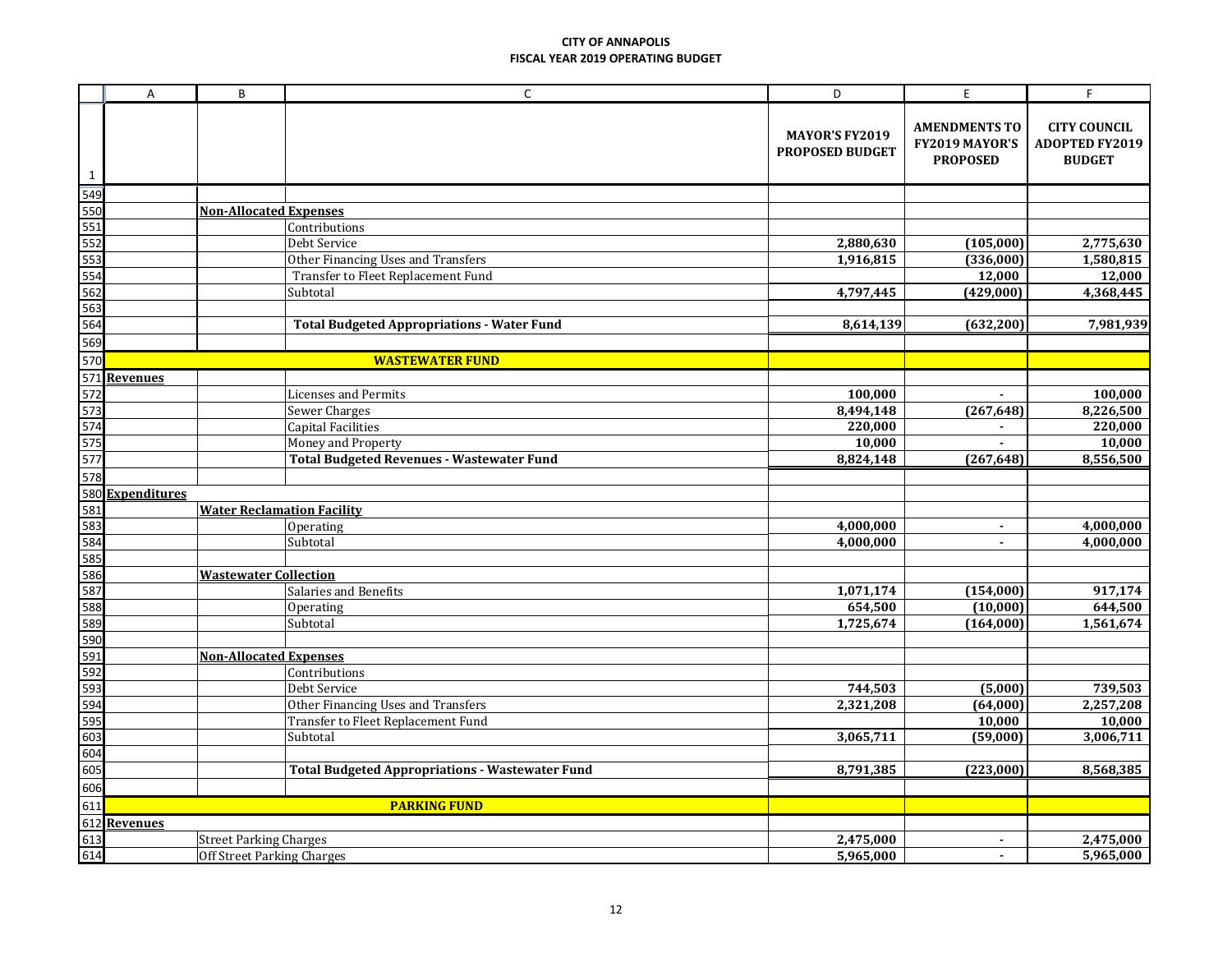**CITY OF ANNAPOLIS**
**FISCAL YEAR 2019 OPERATING BUDGET**

| | A | B | C | D | E | F |
|---|---|---|---|---|---|---|
| 1 | | | | MAYOR'S FY2019 PROPOSED BUDGET | AMENDMENTS TO FY2019 MAYOR'S PROPOSED | CITY COUNCIL ADOPTED FY2019 BUDGET |
| 549 | | | | | | |
| 550 | | **Non-Allocated Expenses** | | | | |
| 551 | | | Contributions | | | |
| 552 | | | Debt Service | 2,880,630 | (105,000) | 2,775,630 |
| 553 | | | Other Financing Uses and Transfers | 1,916,815 | (336,000) | 1,580,815 |
| 554 | | | Transfer to Fleet Replacement Fund | | 12,000 | 12,000 |
| 562 | | | Subtotal | 4,797,445 | (429,000) | 4,368,445 |
| 563 | | | | | | |
| 564 | | | **Total Budgeted Appropriations - Water Fund** | 8,614,139 | (632,200) | 7,981,939 |
| 569 | | | | | | |
| 570 | | | **WASTEWATER FUND** | | | |
| 571 | **Revenues** | | | | | |
| 572 | | | Licenses and Permits | 100,000 | - | 100,000 |
| 573 | | | Sewer Charges | 8,494,148 | (267,648) | 8,226,500 |
| 574 | | | Capital Facilities | 220,000 | - | 220,000 |
| 575 | | | Money and Property | 10,000 | - | 10,000 |
| 577 | | | **Total Budgeted Revenues - Wastewater Fund** | 8,824,148 | (267,648) | 8,556,500 |
| 578 | | | | | | |
| 580 | **Expenditures** | | | | | |
| 581 | | **Water Reclamation Facility** | | | | |
| 583 | | | Operating | 4,000,000 | - | 4,000,000 |
| 584 | | | Subtotal | 4,000,000 | - | 4,000,000 |
| 585 | | | | | | |
| 586 | | **Wastewater Collection** | | | | |
| 587 | | | Salaries and Benefits | 1,071,174 | (154,000) | 917,174 |
| 588 | | | Operating | 654,500 | (10,000) | 644,500 |
| 589 | | | Subtotal | 1,725,674 | (164,000) | 1,561,674 |
| 590 | | | | | | |
| 591 | | **Non-Allocated Expenses** | | | | |
| 592 | | | Contributions | | | |
| 593 | | | Debt Service | 744,503 | (5,000) | 739,503 |
| 594 | | | Other Financing Uses and Transfers | 2,321,208 | (64,000) | 2,257,208 |
| 595 | | | Transfer to Fleet Replacement Fund | | 10,000 | 10,000 |
| 603 | | | Subtotal | 3,065,711 | (59,000) | 3,006,711 |
| 604 | | | | | | |
| 605 | | | **Total Budgeted Appropriations - Wastewater Fund** | 8,791,385 | (223,000) | 8,568,385 |
| 606 | | | | | | |
| 611 | | | **PARKING FUND** | | | |
| 612 | **Revenues** | | | | | |
| 613 | | Street Parking Charges | | 2,475,000 | - | 2,475,000 |
| 614 | | Off Street Parking Charges | | 5,965,000 | - | 5,965,000 |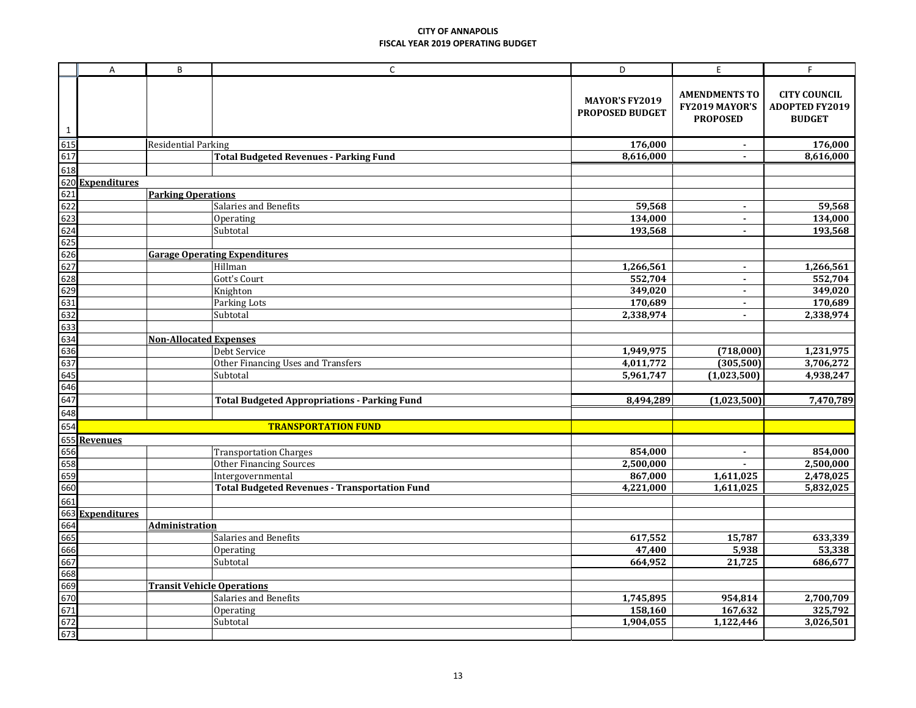**CITY OF ANNAPOLIS**
**FISCAL YEAR 2019 OPERATING BUDGET**

| | A | B | C | D | E | F |
|---|---|---|---|---|---|---|
| 1 | | | | MAYOR'S FY2019 PROPOSED BUDGET | AMENDMENTS TO FY2019 MAYOR'S PROPOSED | CITY COUNCIL ADOPTED FY2019 BUDGET |
| 615 | | Residential Parking | | 176,000 | - | 176,000 |
| 617 | | | **Total Budgeted Revenues - Parking Fund** | 8,616,000 | - | 8,616,000 |
| 618 | | | | | | |
| 620 | **Expenditures** | | | | | |
| 621 | | **Parking Operations** | | | | |
| 622 | | | Salaries and Benefits | 59,568 | - | 59,568 |
| 623 | | | Operating | 134,000 | - | 134,000 |
| 624 | | | Subtotal | 193,568 | - | 193,568 |
| 625 | | | | | | |
| 626 | | **Garage Operating Expenditures** | | | | |
| 627 | | | Hillman | 1,266,561 | - | 1,266,561 |
| 628 | | | Gott's Court | 552,704 | - | 552,704 |
| 629 | | | Knighton | 349,020 | - | 349,020 |
| 631 | | | Parking Lots | 170,689 | - | 170,689 |
| 632 | | | Subtotal | 2,338,974 | - | 2,338,974 |
| 633 | | | | | | |
| 634 | | **Non-Allocated Expenses** | | | | |
| 636 | | | Debt Service | 1,949,975 | (718,000) | 1,231,975 |
| 637 | | | Other Financing Uses and Transfers | 4,011,772 | (305,500) | 3,706,272 |
| 645 | | | Subtotal | 5,961,747 | (1,023,500) | 4,938,247 |
| 646 | | | | | | |
| 647 | | | **Total Budgeted Appropriations - Parking Fund** | 8,494,289 | (1,023,500) | 7,470,789 |
| 648 | | | | | | |
| 654 | | | **TRANSPORTATION FUND** | | | |
| 655 | **Revenues** | | | | | |
| 656 | | | Transportation Charges | 854,000 | - | 854,000 |
| 658 | | | Other Financing Sources | 2,500,000 | - | 2,500,000 |
| 659 | | | Intergovernmental | 867,000 | 1,611,025 | 2,478,025 |
| 660 | | | **Total Budgeted Revenues - Transportation Fund** | 4,221,000 | 1,611,025 | 5,832,025 |
| 661 | | | | | | |
| 663 | **Expenditures** | | | | | |
| 664 | | **Administration** | | | | |
| 665 | | | Salaries and Benefits | 617,552 | 15,787 | 633,339 |
| 666 | | | Operating | 47,400 | 5,938 | 53,338 |
| 667 | | | Subtotal | 664,952 | 21,725 | 686,677 |
| 668 | | | | | | |
| 669 | | **Transit Vehicle Operations** | | | | |
| 670 | | | Salaries and Benefits | 1,745,895 | 954,814 | 2,700,709 |
| 671 | | | Operating | 158,160 | 167,632 | 325,792 |
| 672 | | | Subtotal | 1,904,055 | 1,122,446 | 3,026,501 |
| 673 | | | | | | |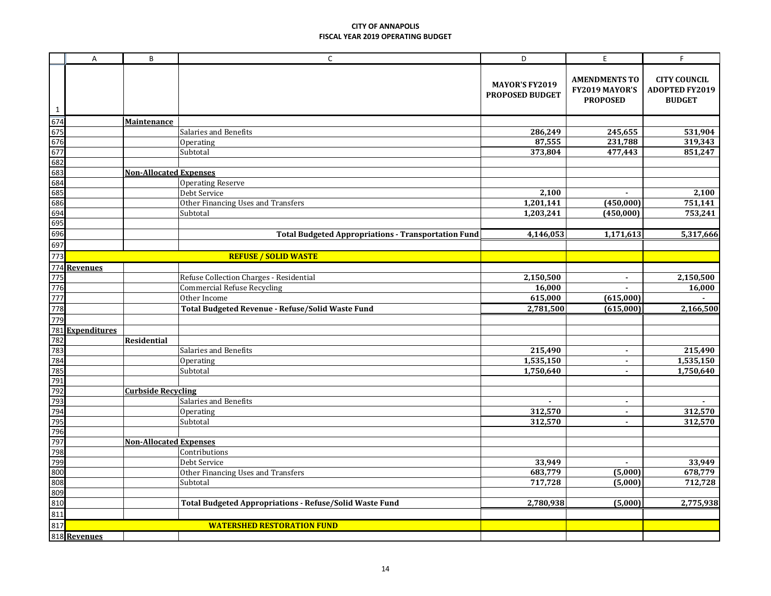**CITY OF ANNAPOLIS**
**FISCAL YEAR 2019 OPERATING BUDGET**

| | A | B | C | D | E | F |
|---|---|---|---|---|---|---|
| 1 | | | | MAYOR'S FY2019 PROPOSED BUDGET | AMENDMENTS TO FY2019 MAYOR'S PROPOSED | CITY COUNCIL ADOPTED FY2019 BUDGET |
| 674 | | **Maintenance** | | | | |
| 675 | | | Salaries and Benefits | 286,249 | 245,655 | 531,904 |
| 676 | | | Operating | 87,555 | 231,788 | 319,343 |
| 677 | | | Subtotal | 373,804 | 477,443 | 851,247 |
| 682 | | | | | | |
| 683 | | **Non-Allocated Expenses** | | | | |
| 684 | | | Operating Reserve | | | |
| 685 | | | Debt Service | 2,100 | - | 2,100 |
| 686 | | | Other Financing Uses and Transfers | 1,201,141 | (450,000) | 751,141 |
| 694 | | | Subtotal | 1,203,241 | (450,000) | 753,241 |
| 695 | | | | | | |
| 696 | | | **Total Budgeted Appropriations - Transportation Fund** | 4,146,053 | 1,171,613 | 5,317,666 |
| 697 | | | | | | |
| 773 | | | **REFUSE / SOLID WASTE** | | | |
| 774 | **Revenues** | | | | | |
| 775 | | | Refuse Collection Charges - Residential | 2,150,500 | - | 2,150,500 |
| 776 | | | Commercial Refuse Recycling | 16,000 | - | 16,000 |
| 777 | | | Other Income | 615,000 | (615,000) | - |
| 778 | | | **Total Budgeted Revenue - Refuse/Solid Waste Fund** | 2,781,500 | (615,000) | 2,166,500 |
| 779 | | | | | | |
| 781 | **Expenditures** | | | | | |
| 782 | | **Residential** | | | | |
| 783 | | | Salaries and Benefits | 215,490 | - | 215,490 |
| 784 | | | Operating | 1,535,150 | - | 1,535,150 |
| 785 | | | Subtotal | 1,750,640 | - | 1,750,640 |
| 791 | | | | | | |
| 792 | | **Curbside Recycling** | | | | |
| 793 | | | Salaries and Benefits | - | - | - |
| 794 | | | Operating | 312,570 | - | 312,570 |
| 795 | | | Subtotal | 312,570 | - | 312,570 |
| 796 | | | | | | |
| 797 | | **Non-Allocated Expenses** | | | | |
| 798 | | | Contributions | | | |
| 799 | | | Debt Service | 33,949 | - | 33,949 |
| 800 | | | Other Financing Uses and Transfers | 683,779 | (5,000) | 678,779 |
| 808 | | | Subtotal | 717,728 | (5,000) | 712,728 |
| 809 | | | | | | |
| 810 | | | **Total Budgeted Appropriations - Refuse/Solid Waste Fund** | 2,780,938 | (5,000) | 2,775,938 |
| 811 | | | | | | |
| 817 | | | **WATERSHED RESTORATION FUND** | | | |
| 818 | **Revenues** | | | | | |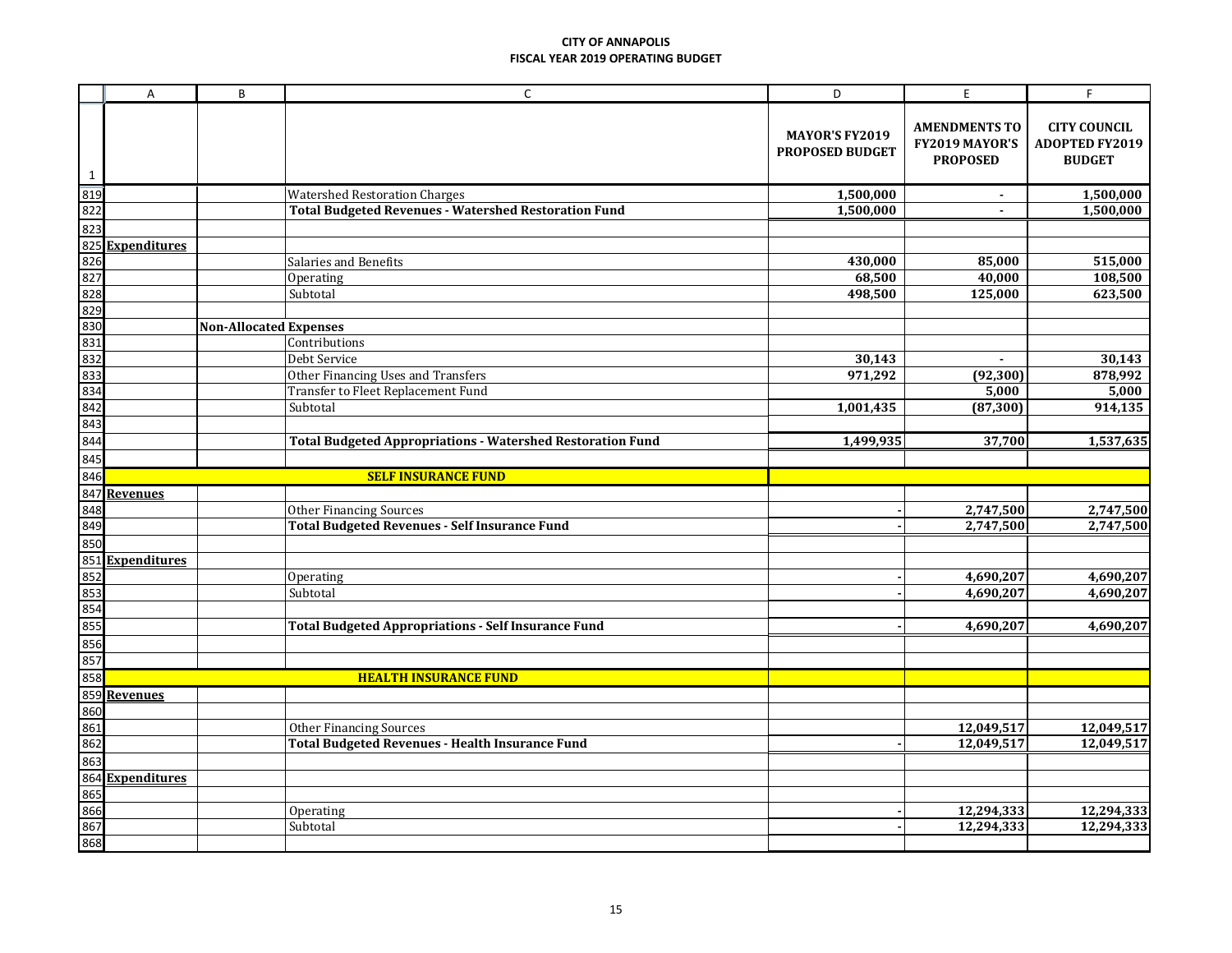**CITY OF ANNAPOLIS**
**FISCAL YEAR 2019 OPERATING BUDGET**

| | A | B | C | D | E | F |
|---|---|---|---|---|---|---|
| 1 | | | | **MAYOR'S FY2019 PROPOSED BUDGET** | **AMENDMENTS TO FY2019 MAYOR'S PROPOSED** | **CITY COUNCIL ADOPTED FY2019 BUDGET** |
| 819 | | | Watershed Restoration Charges | **1,500,000** | **-** | **1,500,000** |
| 822 | | | **Total Budgeted Revenues - Watershed Restoration Fund** | **1,500,000** | **-** | **1,500,000** |
| 823 | | | | | | |
| 825 | **Expenditures** | | | | | |
| 826 | | | Salaries and Benefits | **430,000** | **85,000** | **515,000** |
| 827 | | | Operating | **68,500** | **40,000** | **108,500** |
| 828 | | | Subtotal | **498,500** | **125,000** | **623,500** |
| 829 | | | | | | |
| 830 | | **Non-Allocated Expenses** | | | | |
| 831 | | | Contributions | | | |
| 832 | | | Debt Service | **30,143** | **-** | **30,143** |
| 833 | | | Other Financing Uses and Transfers | **971,292** | **(92,300)** | **878,992** |
| 834 | | | Transfer to Fleet Replacement Fund | | **5,000** | **5,000** |
| 842 | | | Subtotal | **1,001,435** | **(87,300)** | **914,135** |
| 843 | | | | | | |
| 844 | | | **Total Budgeted Appropriations - Watershed Restoration Fund** | **1,499,935** | **37,700** | **1,537,635** |
| 845 | | | | | | |
| 846 | | | **SELF INSURANCE FUND** | | | |
| 847 | **Revenues** | | | | | |
| 848 | | | Other Financing Sources | **-** | **2,747,500** | **2,747,500** |
| 849 | | | **Total Budgeted Revenues - Self Insurance Fund** | **-** | **2,747,500** | **2,747,500** |
| 850 | | | | | | |
| 851 | **Expenditures** | | | | | |
| 852 | | | Operating | **-** | **4,690,207** | **4,690,207** |
| 853 | | | Subtotal | **-** | **4,690,207** | **4,690,207** |
| 854 | | | | | | |
| 855 | | | **Total Budgeted Appropriations - Self Insurance Fund** | **-** | **4,690,207** | **4,690,207** |
| 856 | | | | | | |
| 857 | | | | | | |
| 858 | | | **HEALTH INSURANCE FUND** | | | |
| 859 | **Revenues** | | | | | |
| 860 | | | | | | |
| 861 | | | Other Financing Sources | | **12,049,517** | **12,049,517** |
| 862 | | | **Total Budgeted Revenues - Health Insurance Fund** | **-** | **12,049,517** | **12,049,517** |
| 863 | | | | | | |
| 864 | **Expenditures** | | | | | |
| 865 | | | | | | |
| 866 | | | Operating | **-** | **12,294,333** | **12,294,333** |
| 867 | | | Subtotal | **-** | **12,294,333** | **12,294,333** |
| 868 | | | | | | |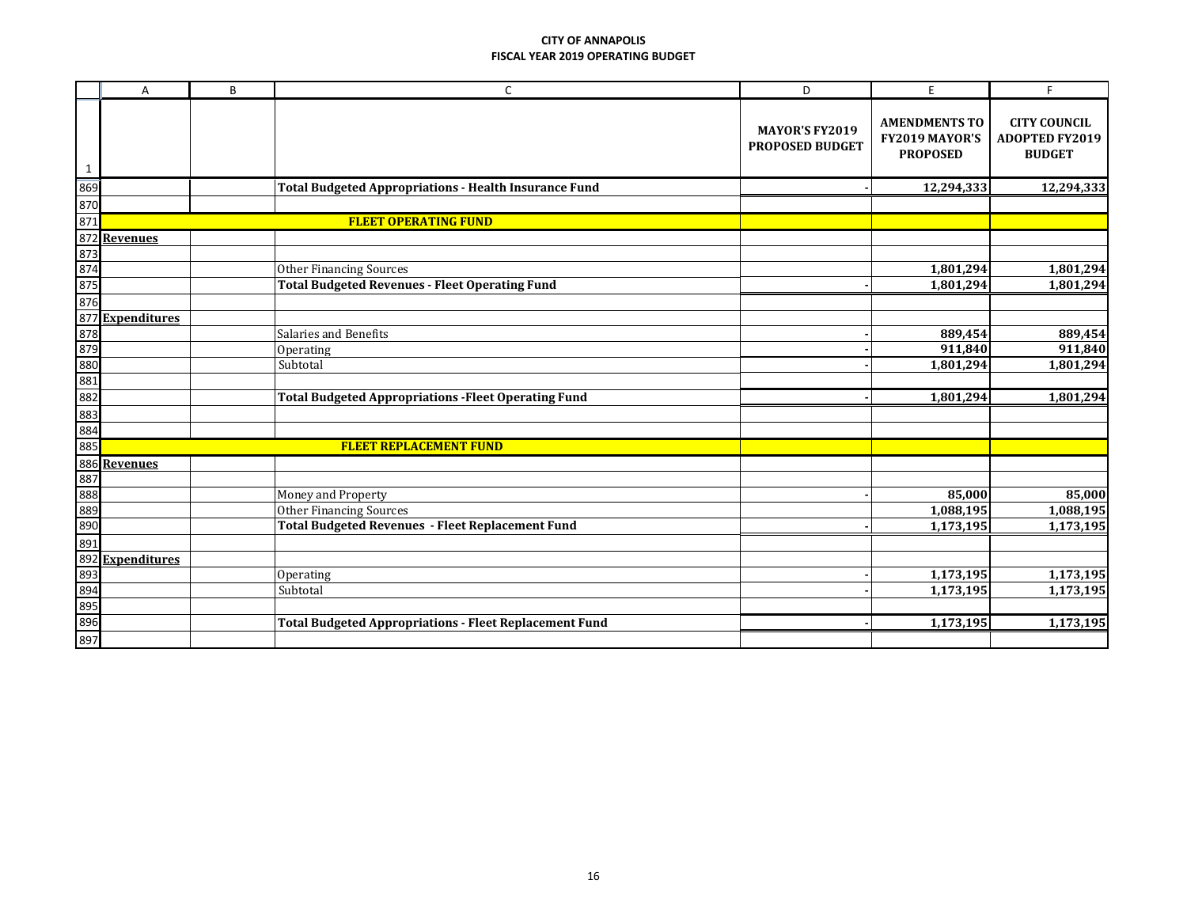CITY OF ANNAPOLIS
FISCAL YEAR 2019 OPERATING BUDGET

| | A | B | C | D | E | F |
|---|---|---|---|---|---|---|
| 1 | | | | MAYOR'S FY2019 PROPOSED BUDGET | AMENDMENTS TO FY2019 MAYOR'S PROPOSED | CITY COUNCIL ADOPTED FY2019 BUDGET |
| 869 | | | **Total Budgeted Appropriations - Health Insurance Fund** | - | 12,294,333 | 12,294,333 |
| 870 | | | | | | |
| 871 | | | **FLEET OPERATING FUND** | | | |
| 872 | **Revenues** | | | | | |
| 873 | | | | | | |
| 874 | | | Other Financing Sources | | 1,801,294 | 1,801,294 |
| 875 | | | **Total Budgeted Revenues - Fleet Operating Fund** | - | 1,801,294 | 1,801,294 |
| 876 | | | | | | |
| 877 | **Expenditures** | | | | | |
| 878 | | | Salaries and Benefits | - | 889,454 | 889,454 |
| 879 | | | Operating | - | 911,840 | 911,840 |
| 880 | | | Subtotal | - | 1,801,294 | 1,801,294 |
| 881 | | | | | | |
| 882 | | | **Total Budgeted Appropriations -Fleet Operating Fund** | - | 1,801,294 | 1,801,294 |
| 883 | | | | | | |
| 884 | | | | | | |
| 885 | | | **FLEET REPLACEMENT FUND** | | | |
| 886 | **Revenues** | | | | | |
| 887 | | | | | | |
| 888 | | | Money and Property | - | 85,000 | 85,000 |
| 889 | | | Other Financing Sources | | 1,088,195 | 1,088,195 |
| 890 | | | **Total Budgeted Revenues - Fleet Replacement Fund** | - | 1,173,195 | 1,173,195 |
| 891 | | | | | | |
| 892 | **Expenditures** | | | | | |
| 893 | | | Operating | - | 1,173,195 | 1,173,195 |
| 894 | | | Subtotal | - | 1,173,195 | 1,173,195 |
| 895 | | | | | | |
| 896 | | | **Total Budgeted Appropriations - Fleet Replacement Fund** | - | 1,173,195 | 1,173,195 |
| 897 | | | | | | |